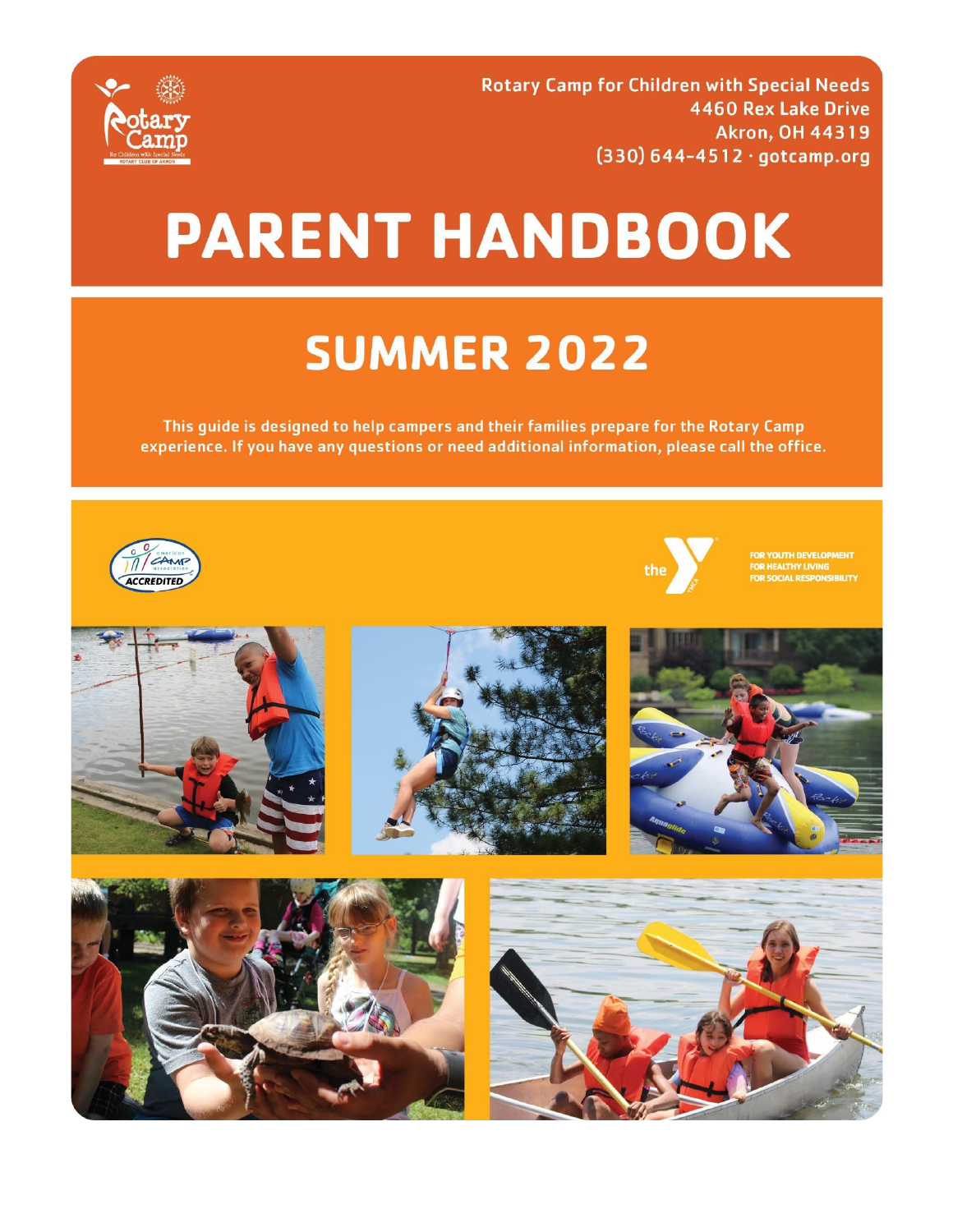Rotary Camp for Children with Special Needs
4460 Rex Lake Drive
Akron, OH 44319
(330) 644-4512 · gotcamp.org

# PARENT HANDBOOK

## SUMMER 2022

This guide is designed to help campers and their families prepare for the Rotary Camp experience. If you have any questions or need additional information, please call the office.

FOR YOUTH DEVELOPMENT
FOR HEALTHY LIVING
FOR SOCIAL RESPONSIBILITY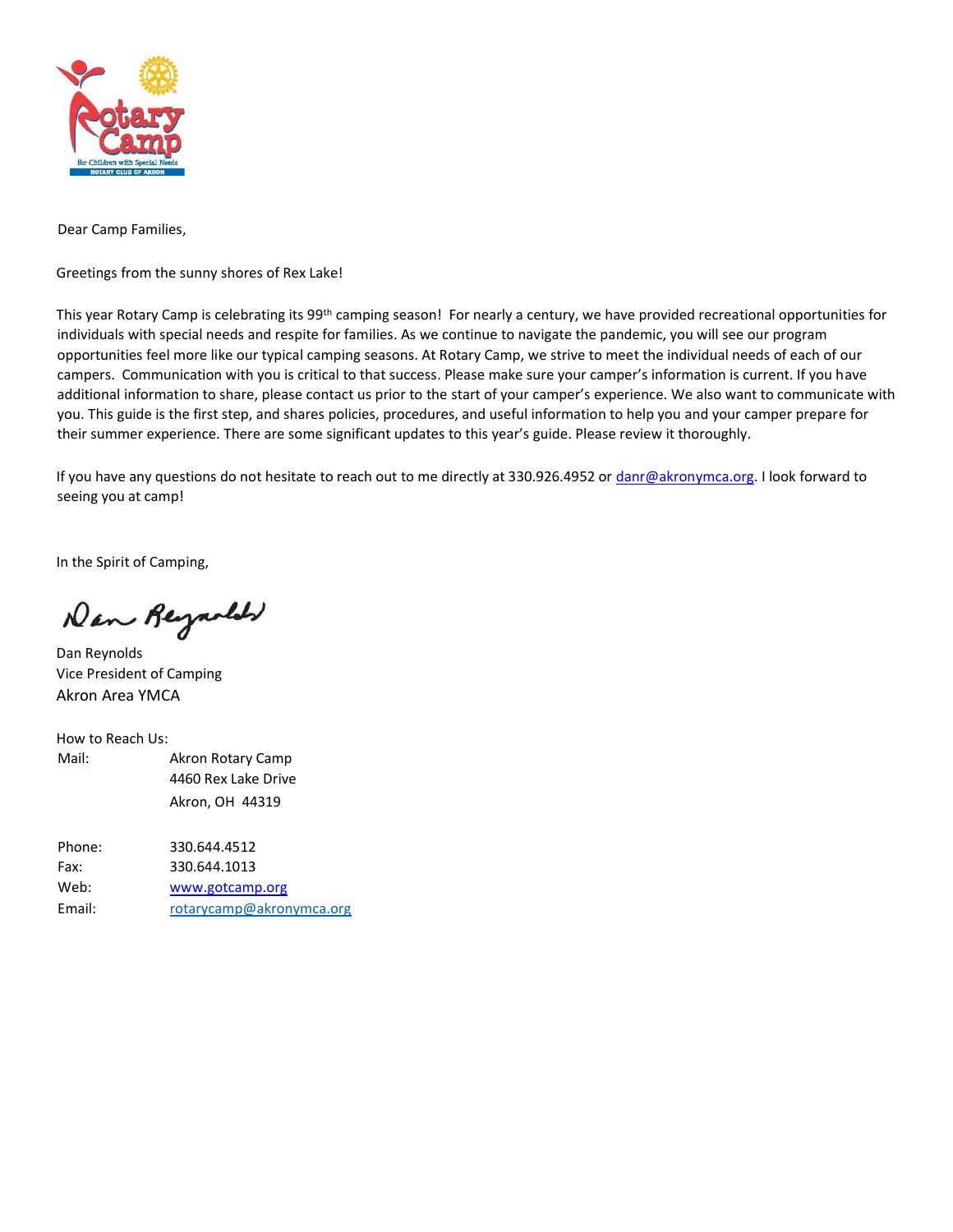Dear Camp Families,

Greetings from the sunny shores of Rex Lake!

This year Rotary Camp is celebrating its 99th camping season! For nearly a century, we have provided recreational opportunities for individuals with special needs and respite for families. As we continue to navigate the pandemic, you will see our program opportunities feel more like our typical camping seasons. At Rotary Camp, we strive to meet the individual needs of each of our campers. Communication with you is critical to that success. Please make sure your camper's information is current. If you have additional information to share, please contact us prior to the start of your camper's experience. We also want to communicate with you. This guide is the first step, and shares policies, procedures, and useful information to help you and your camper prepare for their summer experience. There are some significant updates to this year's guide. Please review it thoroughly.

If you have any questions do not hesitate to reach out to me directly at 330.926.4952 or danr@akronymca.org. I look forward to seeing you at camp!

In the Spirit of Camping,

Dan Reynolds
Vice President of Camping
Akron Area YMCA

How to Reach Us:

Mail: Akron Rotary Camp
4460 Rex Lake Drive
Akron, OH 44319

Phone: 330.644.4512
Fax: 330.644.1013
Web: www.gotcamp.org
Email: rotarycamp@akronymca.org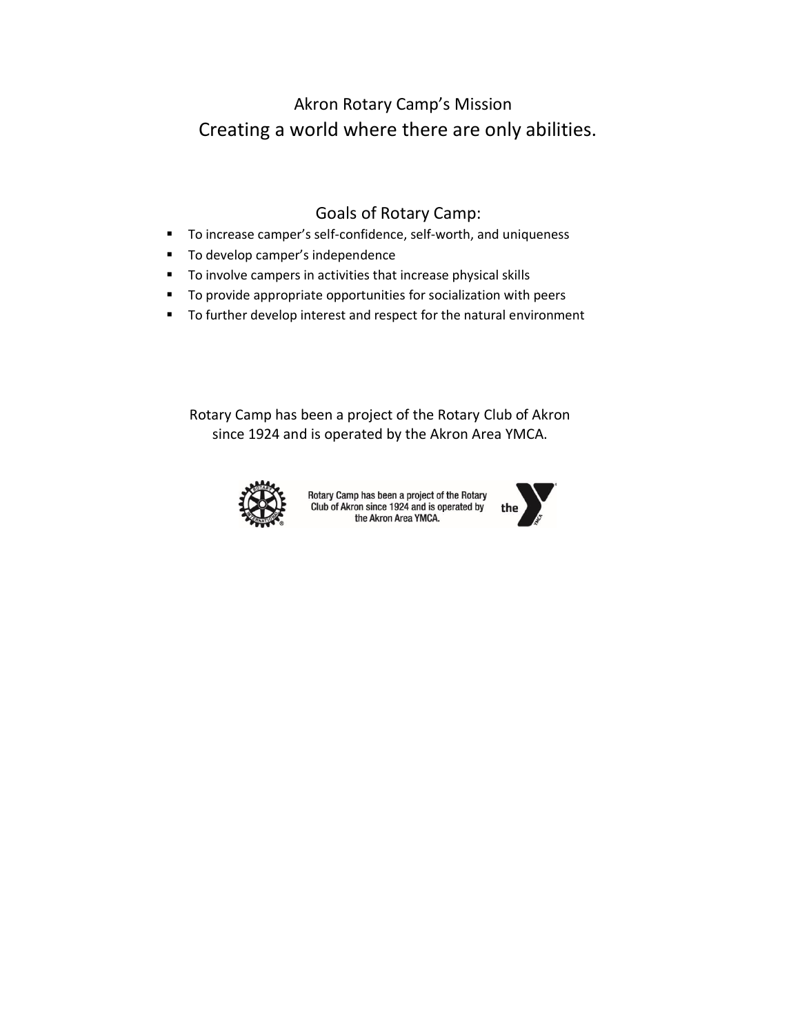## Akron Rotary Camp's Mission

# Creating a world where there are only abilities.

## Goals of Rotary Camp:

- To increase camper's self-confidence, self-worth, and uniqueness
- To develop camper's independence
- To involve campers in activities that increase physical skills
- To provide appropriate opportunities for socialization with peers
- To further develop interest and respect for the natural environment

Rotary Camp has been a project of the Rotary Club of Akron since 1924 and is operated by the Akron Area YMCA.

Rotary Camp has been a project of the Rotary Club of Akron since 1924 and is operated by the Akron Area YMCA.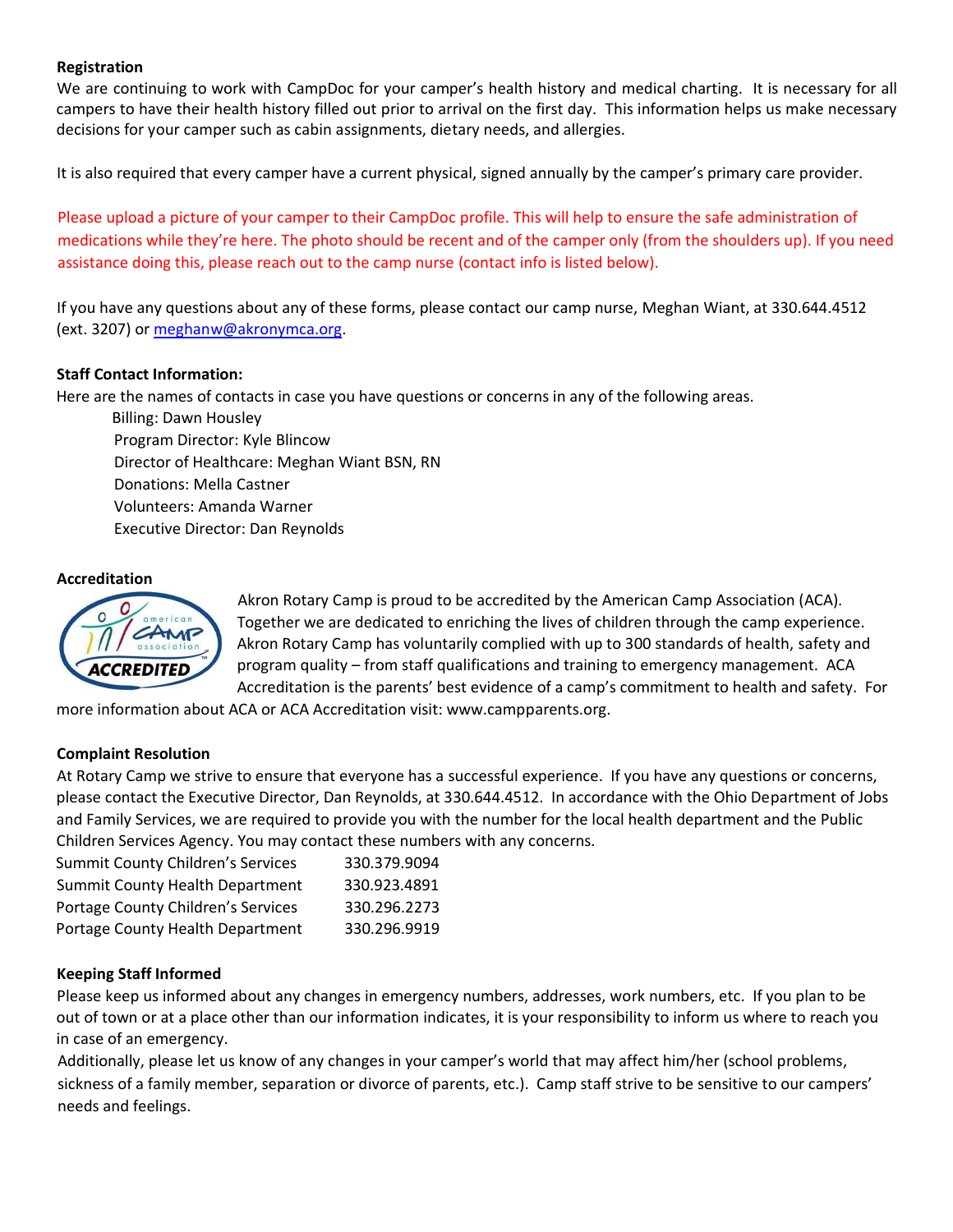**Registration**

We are continuing to work with CampDoc for your camper's health history and medical charting. It is necessary for all campers to have their health history filled out prior to arrival on the first day. This information helps us make necessary decisions for your camper such as cabin assignments, dietary needs, and allergies.

It is also required that every camper have a current physical, signed annually by the camper's primary care provider.

Please upload a picture of your camper to their CampDoc profile. This will help to ensure the safe administration of medications while they're here. The photo should be recent and of the camper only (from the shoulders up). If you need assistance doing this, please reach out to the camp nurse (contact info is listed below).

If you have any questions about any of these forms, please contact our camp nurse, Meghan Wiant, at 330.644.4512 (ext. 3207) or meghanw@akronymca.org.

**Staff Contact Information:**

Here are the names of contacts in case you have questions or concerns in any of the following areas.

- Billing: Dawn Housley
- Program Director: Kyle Blincow
- Director of Healthcare: Meghan Wiant BSN, RN
- Donations: Mella Castner
- Volunteers: Amanda Warner
- Executive Director: Dan Reynolds

**Accreditation**

Akron Rotary Camp is proud to be accredited by the American Camp Association (ACA). Together we are dedicated to enriching the lives of children through the camp experience. Akron Rotary Camp has voluntarily complied with up to 300 standards of health, safety and program quality – from staff qualifications and training to emergency management. ACA Accreditation is the parents' best evidence of a camp's commitment to health and safety. For more information about ACA or ACA Accreditation visit: www.campparents.org.

**Complaint Resolution**

At Rotary Camp we strive to ensure that everyone has a successful experience. If you have any questions or concerns, please contact the Executive Director, Dan Reynolds, at 330.644.4512. In accordance with the Ohio Department of Jobs and Family Services, we are required to provide you with the number for the local health department and the Public Children Services Agency. You may contact these numbers with any concerns.

| | |
|---|---|
| Summit County Children's Services | 330.379.9094 |
| Summit County Health Department | 330.923.4891 |
| Portage County Children's Services | 330.296.2273 |
| Portage County Health Department | 330.296.9919 |

**Keeping Staff Informed**

Please keep us informed about any changes in emergency numbers, addresses, work numbers, etc. If you plan to be out of town or at a place other than our information indicates, it is your responsibility to inform us where to reach you in case of an emergency.

Additionally, please let us know of any changes in your camper's world that may affect him/her (school problems, sickness of a family member, separation or divorce of parents, etc.). Camp staff strive to be sensitive to our campers' needs and feelings.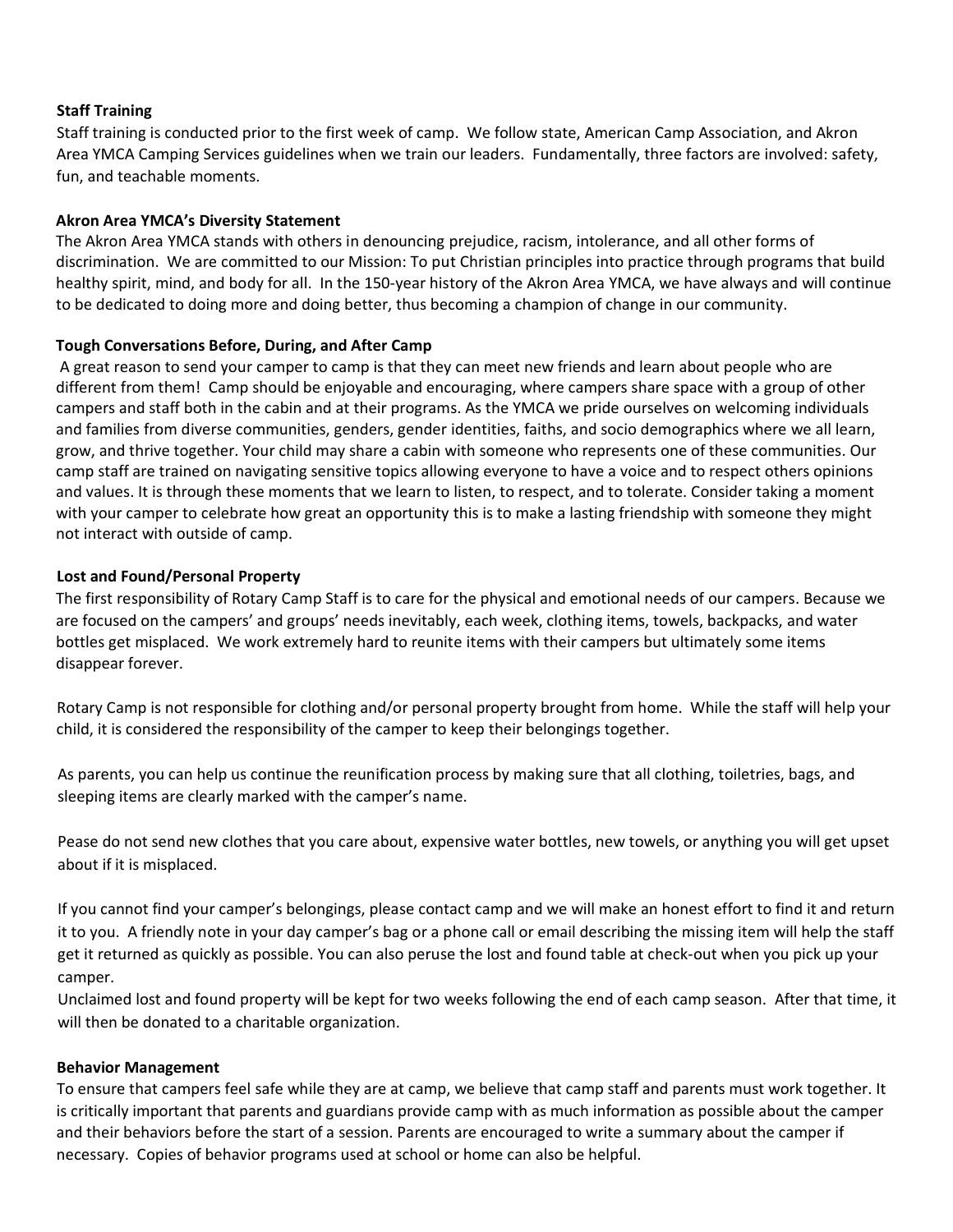**Staff Training**

Staff training is conducted prior to the first week of camp. We follow state, American Camp Association, and Akron Area YMCA Camping Services guidelines when we train our leaders. Fundamentally, three factors are involved: safety, fun, and teachable moments.

**Akron Area YMCA's Diversity Statement**

The Akron Area YMCA stands with others in denouncing prejudice, racism, intolerance, and all other forms of discrimination. We are committed to our Mission: To put Christian principles into practice through programs that build healthy spirit, mind, and body for all. In the 150-year history of the Akron Area YMCA, we have always and will continue to be dedicated to doing more and doing better, thus becoming a champion of change in our community.

**Tough Conversations Before, During, and After Camp**

A great reason to send your camper to camp is that they can meet new friends and learn about people who are different from them! Camp should be enjoyable and encouraging, where campers share space with a group of other campers and staff both in the cabin and at their programs. As the YMCA we pride ourselves on welcoming individuals and families from diverse communities, genders, gender identities, faiths, and socio demographics where we all learn, grow, and thrive together. Your child may share a cabin with someone who represents one of these communities. Our camp staff are trained on navigating sensitive topics allowing everyone to have a voice and to respect others opinions and values. It is through these moments that we learn to listen, to respect, and to tolerate. Consider taking a moment with your camper to celebrate how great an opportunity this is to make a lasting friendship with someone they might not interact with outside of camp.

**Lost and Found/Personal Property**

The first responsibility of Rotary Camp Staff is to care for the physical and emotional needs of our campers. Because we are focused on the campers' and groups' needs inevitably, each week, clothing items, towels, backpacks, and water bottles get misplaced. We work extremely hard to reunite items with their campers but ultimately some items disappear forever.

Rotary Camp is not responsible for clothing and/or personal property brought from home. While the staff will help your child, it is considered the responsibility of the camper to keep their belongings together.

As parents, you can help us continue the reunification process by making sure that all clothing, toiletries, bags, and sleeping items are clearly marked with the camper's name.

Pease do not send new clothes that you care about, expensive water bottles, new towels, or anything you will get upset about if it is misplaced.

If you cannot find your camper's belongings, please contact camp and we will make an honest effort to find it and return it to you. A friendly note in your day camper's bag or a phone call or email describing the missing item will help the staff get it returned as quickly as possible. You can also peruse the lost and found table at check-out when you pick up your camper.

Unclaimed lost and found property will be kept for two weeks following the end of each camp season. After that time, it will then be donated to a charitable organization.

**Behavior Management**

To ensure that campers feel safe while they are at camp, we believe that camp staff and parents must work together. It is critically important that parents and guardians provide camp with as much information as possible about the camper and their behaviors before the start of a session. Parents are encouraged to write a summary about the camper if necessary. Copies of behavior programs used at school or home can also be helpful.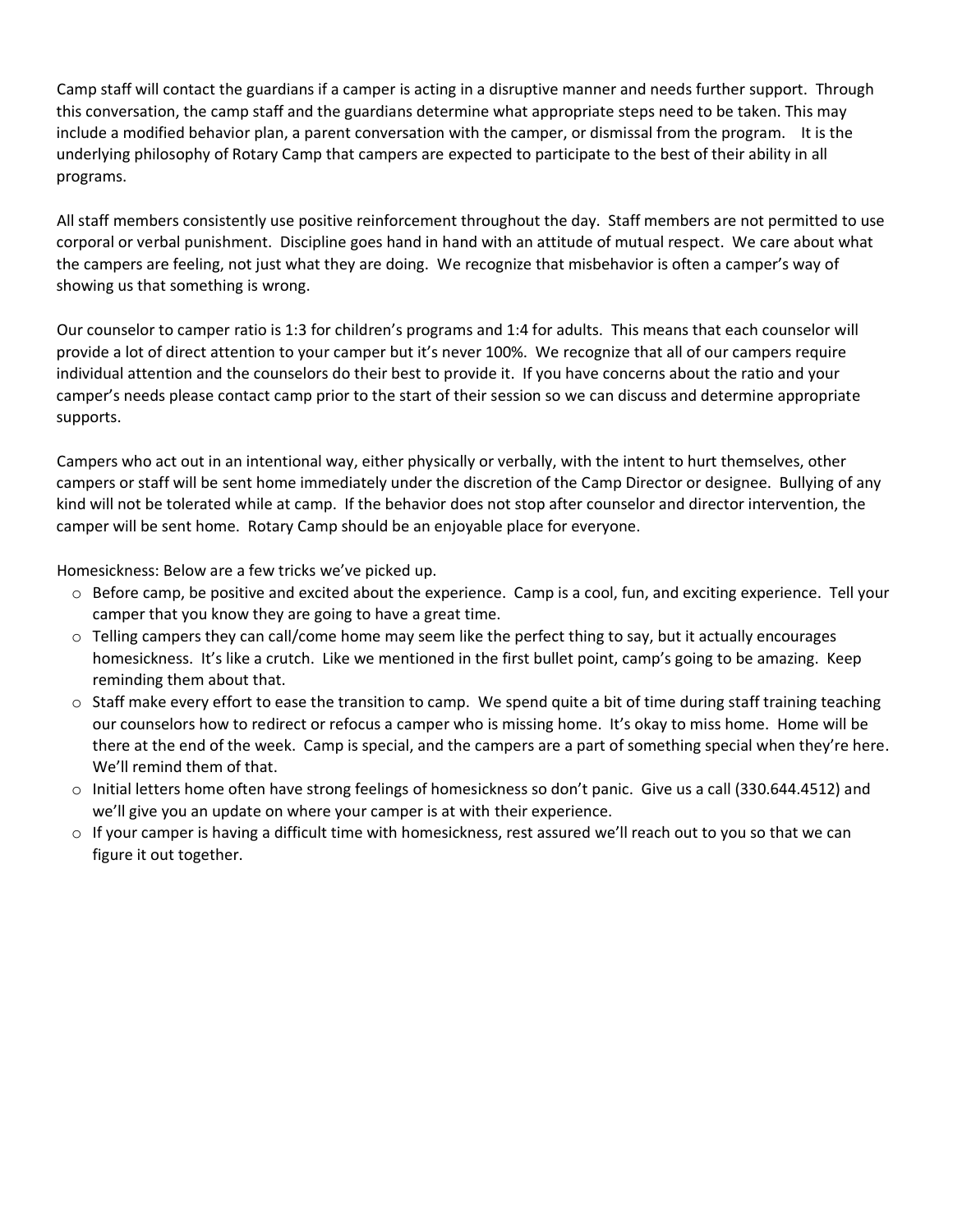Camp staff will contact the guardians if a camper is acting in a disruptive manner and needs further support. Through this conversation, the camp staff and the guardians determine what appropriate steps need to be taken. This may include a modified behavior plan, a parent conversation with the camper, or dismissal from the program. It is the underlying philosophy of Rotary Camp that campers are expected to participate to the best of their ability in all programs.

All staff members consistently use positive reinforcement throughout the day. Staff members are not permitted to use corporal or verbal punishment. Discipline goes hand in hand with an attitude of mutual respect. We care about what the campers are feeling, not just what they are doing. We recognize that misbehavior is often a camper's way of showing us that something is wrong.

Our counselor to camper ratio is 1:3 for children's programs and 1:4 for adults. This means that each counselor will provide a lot of direct attention to your camper but it's never 100%. We recognize that all of our campers require individual attention and the counselors do their best to provide it. If you have concerns about the ratio and your camper's needs please contact camp prior to the start of their session so we can discuss and determine appropriate supports.

Campers who act out in an intentional way, either physically or verbally, with the intent to hurt themselves, other campers or staff will be sent home immediately under the discretion of the Camp Director or designee. Bullying of any kind will not be tolerated while at camp. If the behavior does not stop after counselor and director intervention, the camper will be sent home. Rotary Camp should be an enjoyable place for everyone.

Homesickness: Below are a few tricks we've picked up.

- Before camp, be positive and excited about the experience. Camp is a cool, fun, and exciting experience. Tell your camper that you know they are going to have a great time.
- Telling campers they can call/come home may seem like the perfect thing to say, but it actually encourages homesickness. It's like a crutch. Like we mentioned in the first bullet point, camp's going to be amazing. Keep reminding them about that.
- Staff make every effort to ease the transition to camp. We spend quite a bit of time during staff training teaching our counselors how to redirect or refocus a camper who is missing home. It's okay to miss home. Home will be there at the end of the week. Camp is special, and the campers are a part of something special when they're here. We'll remind them of that.
- Initial letters home often have strong feelings of homesickness so don't panic. Give us a call (330.644.4512) and we'll give you an update on where your camper is at with their experience.
- If your camper is having a difficult time with homesickness, rest assured we'll reach out to you so that we can figure it out together.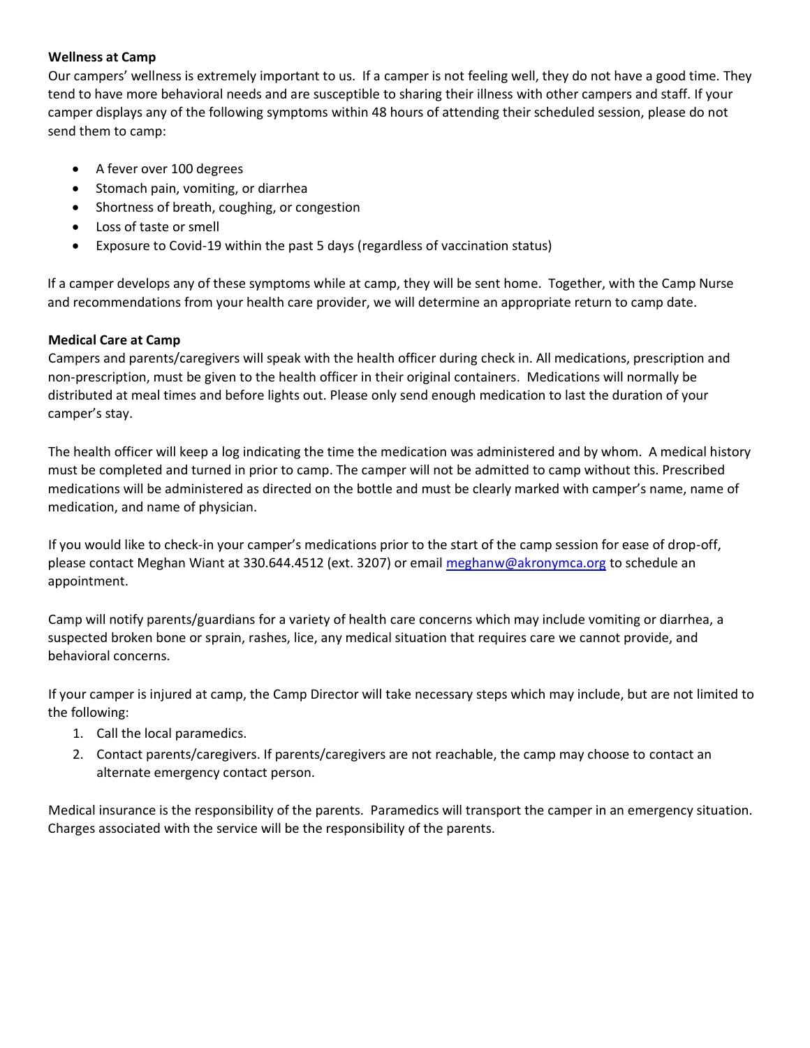**Wellness at Camp**

Our campers' wellness is extremely important to us. If a camper is not feeling well, they do not have a good time. They tend to have more behavioral needs and are susceptible to sharing their illness with other campers and staff. If your camper displays any of the following symptoms within 48 hours of attending their scheduled session, please do not send them to camp:

- A fever over 100 degrees
- Stomach pain, vomiting, or diarrhea
- Shortness of breath, coughing, or congestion
- Loss of taste or smell
- Exposure to Covid-19 within the past 5 days (regardless of vaccination status)

If a camper develops any of these symptoms while at camp, they will be sent home. Together, with the Camp Nurse and recommendations from your health care provider, we will determine an appropriate return to camp date.

**Medical Care at Camp**

Campers and parents/caregivers will speak with the health officer during check in. All medications, prescription and non-prescription, must be given to the health officer in their original containers. Medications will normally be distributed at meal times and before lights out. Please only send enough medication to last the duration of your camper's stay.

The health officer will keep a log indicating the time the medication was administered and by whom. A medical history must be completed and turned in prior to camp. The camper will not be admitted to camp without this. Prescribed medications will be administered as directed on the bottle and must be clearly marked with camper's name, name of medication, and name of physician.

If you would like to check-in your camper's medications prior to the start of the camp session for ease of drop-off, please contact Meghan Wiant at 330.644.4512 (ext. 3207) or email meghanw@akronymca.org to schedule an appointment.

Camp will notify parents/guardians for a variety of health care concerns which may include vomiting or diarrhea, a suspected broken bone or sprain, rashes, lice, any medical situation that requires care we cannot provide, and behavioral concerns.

If your camper is injured at camp, the Camp Director will take necessary steps which may include, but are not limited to the following:

1. Call the local paramedics.
2. Contact parents/caregivers. If parents/caregivers are not reachable, the camp may choose to contact an alternate emergency contact person.

Medical insurance is the responsibility of the parents. Paramedics will transport the camper in an emergency situation. Charges associated with the service will be the responsibility of the parents.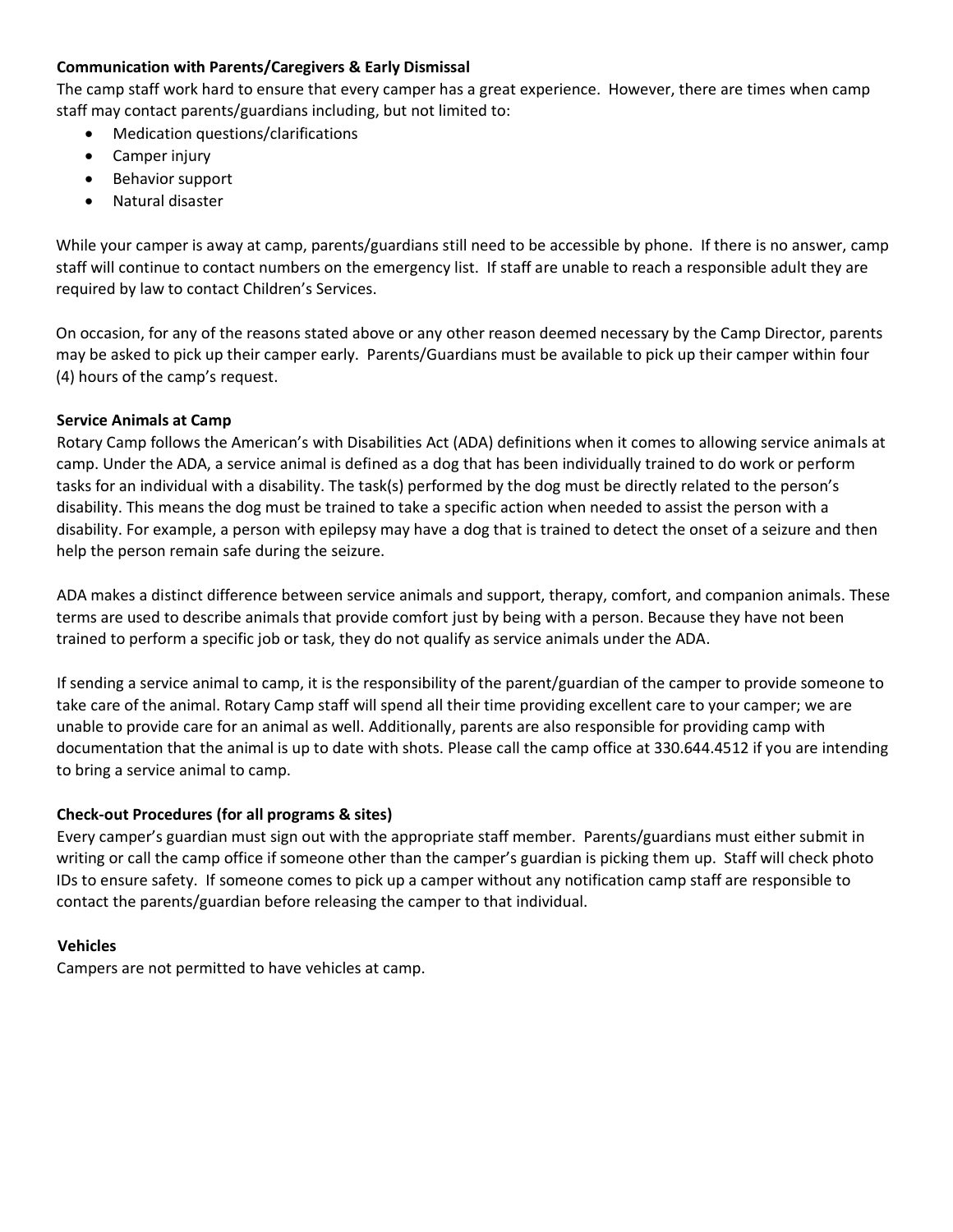**Communication with Parents/Caregivers & Early Dismissal**

The camp staff work hard to ensure that every camper has a great experience. However, there are times when camp staff may contact parents/guardians including, but not limited to:

- Medication questions/clarifications
- Camper injury
- Behavior support
- Natural disaster

While your camper is away at camp, parents/guardians still need to be accessible by phone. If there is no answer, camp staff will continue to contact numbers on the emergency list. If staff are unable to reach a responsible adult they are required by law to contact Children's Services.

On occasion, for any of the reasons stated above or any other reason deemed necessary by the Camp Director, parents may be asked to pick up their camper early. Parents/Guardians must be available to pick up their camper within four (4) hours of the camp's request.

**Service Animals at Camp**

Rotary Camp follows the American's with Disabilities Act (ADA) definitions when it comes to allowing service animals at camp. Under the ADA, a service animal is defined as a dog that has been individually trained to do work or perform tasks for an individual with a disability. The task(s) performed by the dog must be directly related to the person's disability. This means the dog must be trained to take a specific action when needed to assist the person with a disability. For example, a person with epilepsy may have a dog that is trained to detect the onset of a seizure and then help the person remain safe during the seizure.

ADA makes a distinct difference between service animals and support, therapy, comfort, and companion animals. These terms are used to describe animals that provide comfort just by being with a person. Because they have not been trained to perform a specific job or task, they do not qualify as service animals under the ADA.

If sending a service animal to camp, it is the responsibility of the parent/guardian of the camper to provide someone to take care of the animal. Rotary Camp staff will spend all their time providing excellent care to your camper; we are unable to provide care for an animal as well. Additionally, parents are also responsible for providing camp with documentation that the animal is up to date with shots. Please call the camp office at 330.644.4512 if you are intending to bring a service animal to camp.

**Check-out Procedures (for all programs & sites)**

Every camper's guardian must sign out with the appropriate staff member. Parents/guardians must either submit in writing or call the camp office if someone other than the camper's guardian is picking them up. Staff will check photo IDs to ensure safety. If someone comes to pick up a camper without any notification camp staff are responsible to contact the parents/guardian before releasing the camper to that individual.

**Vehicles**

Campers are not permitted to have vehicles at camp.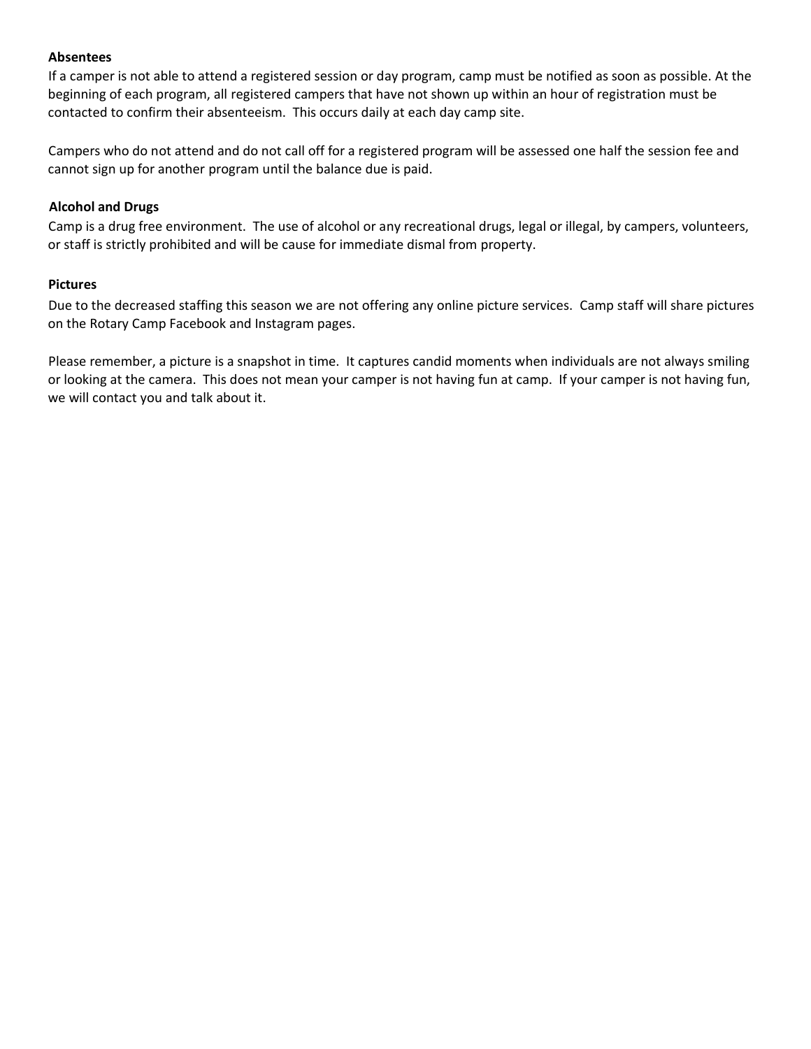**Absentees**

If a camper is not able to attend a registered session or day program, camp must be notified as soon as possible. At the beginning of each program, all registered campers that have not shown up within an hour of registration must be contacted to confirm their absenteeism. This occurs daily at each day camp site.

Campers who do not attend and do not call off for a registered program will be assessed one half the session fee and cannot sign up for another program until the balance due is paid.

**Alcohol and Drugs**

Camp is a drug free environment. The use of alcohol or any recreational drugs, legal or illegal, by campers, volunteers, or staff is strictly prohibited and will be cause for immediate dismal from property.

**Pictures**

Due to the decreased staffing this season we are not offering any online picture services. Camp staff will share pictures on the Rotary Camp Facebook and Instagram pages.

Please remember, a picture is a snapshot in time. It captures candid moments when individuals are not always smiling or looking at the camera. This does not mean your camper is not having fun at camp. If your camper is not having fun, we will contact you and talk about it.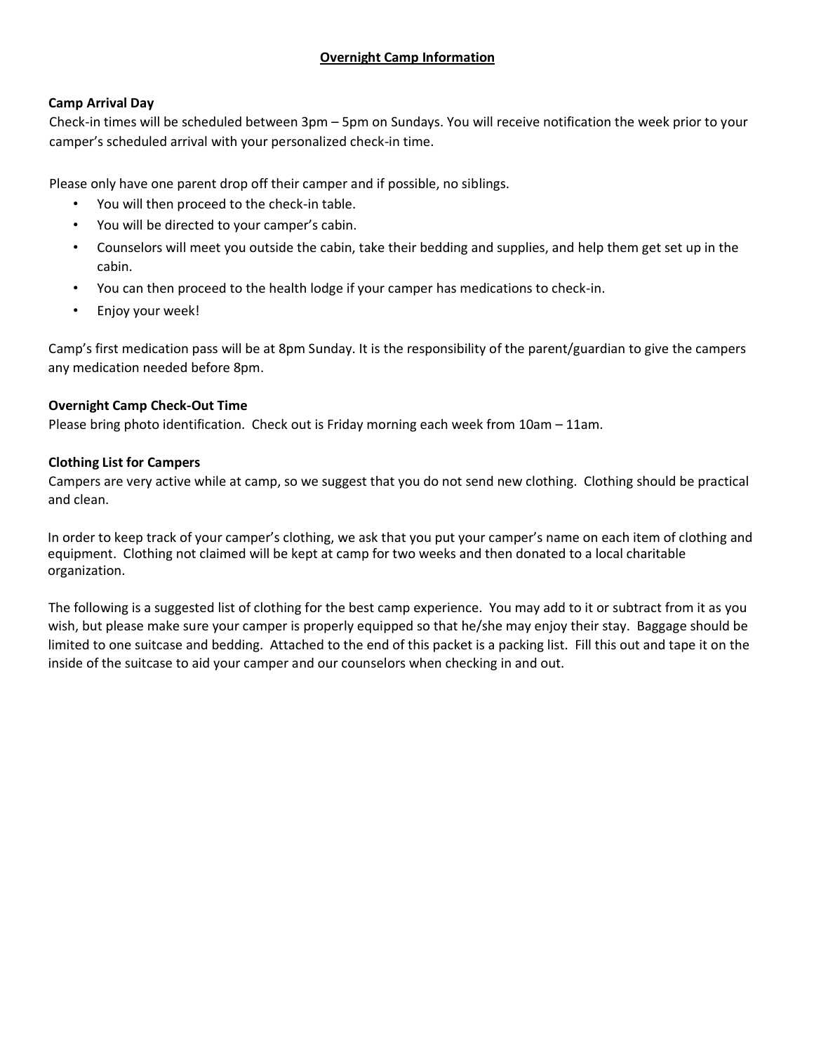# Overnight Camp Information

### Camp Arrival Day

Check-in times will be scheduled between 3pm – 5pm on Sundays. You will receive notification the week prior to your camper's scheduled arrival with your personalized check-in time.

Please only have one parent drop off their camper and if possible, no siblings.

- You will then proceed to the check-in table.
- You will be directed to your camper's cabin.
- Counselors will meet you outside the cabin, take their bedding and supplies, and help them get set up in the cabin.
- You can then proceed to the health lodge if your camper has medications to check-in.
- Enjoy your week!

Camp's first medication pass will be at 8pm Sunday. It is the responsibility of the parent/guardian to give the campers any medication needed before 8pm.

### Overnight Camp Check-Out Time

Please bring photo identification. Check out is Friday morning each week from 10am – 11am.

### Clothing List for Campers

Campers are very active while at camp, so we suggest that you do not send new clothing. Clothing should be practical and clean.

In order to keep track of your camper's clothing, we ask that you put your camper's name on each item of clothing and equipment. Clothing not claimed will be kept at camp for two weeks and then donated to a local charitable organization.

The following is a suggested list of clothing for the best camp experience. You may add to it or subtract from it as you wish, but please make sure your camper is properly equipped so that he/she may enjoy their stay. Baggage should be limited to one suitcase and bedding. Attached to the end of this packet is a packing list. Fill this out and tape it on the inside of the suitcase to aid your camper and our counselors when checking in and out.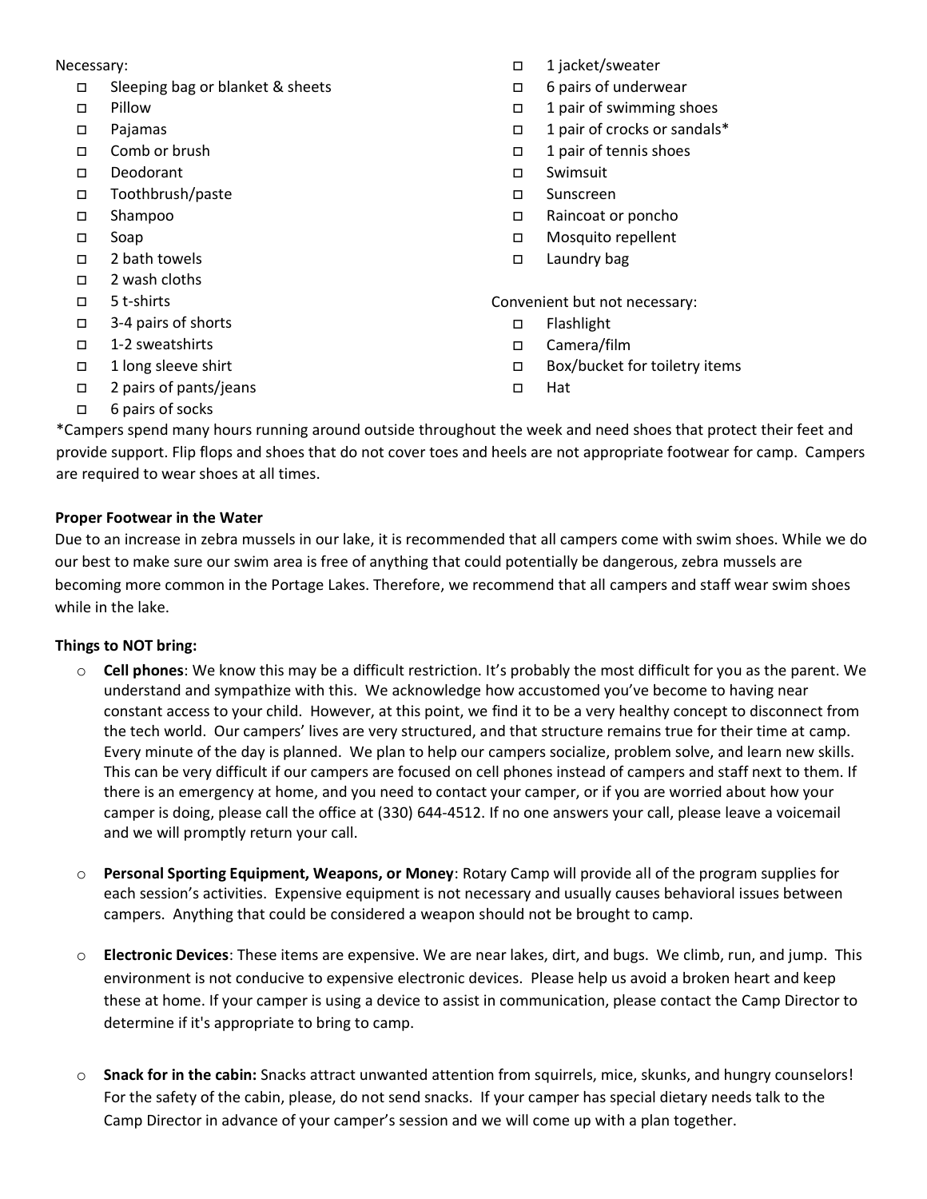Necessary:

- ☐ Sleeping bag or blanket & sheets
- ☐ Pillow
- ☐ Pajamas
- ☐ Comb or brush
- ☐ Deodorant
- ☐ Toothbrush/paste
- ☐ Shampoo
- ☐ Soap
- ☐ 2 bath towels
- ☐ 2 wash cloths
- ☐ 5 t-shirts
- ☐ 3-4 pairs of shorts
- ☐ 1-2 sweatshirts
- ☐ 1 long sleeve shirt
- ☐ 2 pairs of pants/jeans
- ☐ 6 pairs of socks
- ☐ 1 jacket/sweater
- ☐ 6 pairs of underwear
- ☐ 1 pair of swimming shoes
- ☐ 1 pair of crocks or sandals*
- ☐ 1 pair of tennis shoes
- ☐ Swimsuit
- ☐ Sunscreen
- ☐ Raincoat or poncho
- ☐ Mosquito repellent
- ☐ Laundry bag

Convenient but not necessary:

- ☐ Flashlight
- ☐ Camera/film
- ☐ Box/bucket for toiletry items
- ☐ Hat

*Campers spend many hours running around outside throughout the week and need shoes that protect their feet and provide support. Flip flops and shoes that do not cover toes and heels are not appropriate footwear for camp. Campers are required to wear shoes at all times.

**Proper Footwear in the Water**

Due to an increase in zebra mussels in our lake, it is recommended that all campers come with swim shoes. While we do our best to make sure our swim area is free of anything that could potentially be dangerous, zebra mussels are becoming more common in the Portage Lakes. Therefore, we recommend that all campers and staff wear swim shoes while in the lake.

**Things to NOT bring:**

- **Cell phones**: We know this may be a difficult restriction. It's probably the most difficult for you as the parent. We understand and sympathize with this. We acknowledge how accustomed you've become to having near constant access to your child. However, at this point, we find it to be a very healthy concept to disconnect from the tech world. Our campers' lives are very structured, and that structure remains true for their time at camp. Every minute of the day is planned. We plan to help our campers socialize, problem solve, and learn new skills. This can be very difficult if our campers are focused on cell phones instead of campers and staff next to them. If there is an emergency at home, and you need to contact your camper, or if you are worried about how your camper is doing, please call the office at (330) 644-4512. If no one answers your call, please leave a voicemail and we will promptly return your call.

- **Personal Sporting Equipment, Weapons, or Money**: Rotary Camp will provide all of the program supplies for each session's activities. Expensive equipment is not necessary and usually causes behavioral issues between campers. Anything that could be considered a weapon should not be brought to camp.

- **Electronic Devices**: These items are expensive. We are near lakes, dirt, and bugs. We climb, run, and jump. This environment is not conducive to expensive electronic devices. Please help us avoid a broken heart and keep these at home. If your camper is using a device to assist in communication, please contact the Camp Director to determine if it's appropriate to bring to camp.

- **Snack for in the cabin:** Snacks attract unwanted attention from squirrels, mice, skunks, and hungry counselors! For the safety of the cabin, please, do not send snacks. If your camper has special dietary needs talk to the Camp Director in advance of your camper's session and we will come up with a plan together.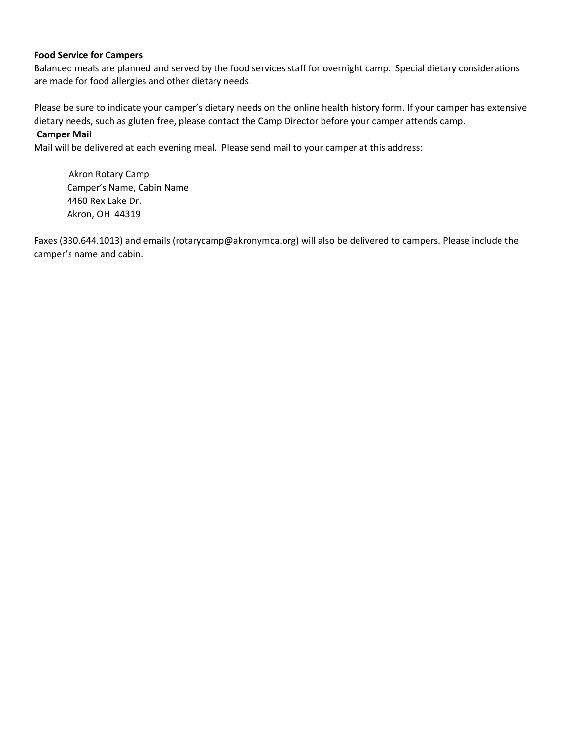**Food Service for Campers**

Balanced meals are planned and served by the food services staff for overnight camp. Special dietary considerations are made for food allergies and other dietary needs.

Please be sure to indicate your camper's dietary needs on the online health history form. If your camper has extensive dietary needs, such as gluten free, please contact the Camp Director before your camper attends camp.

**Camper Mail**

Mail will be delivered at each evening meal. Please send mail to your camper at this address:

> Akron Rotary Camp
> Camper's Name, Cabin Name
> 4460 Rex Lake Dr.
> Akron, OH 44319

Faxes (330.644.1013) and emails (rotarycamp@akronymca.org) will also be delivered to campers. Please include the camper's name and cabin.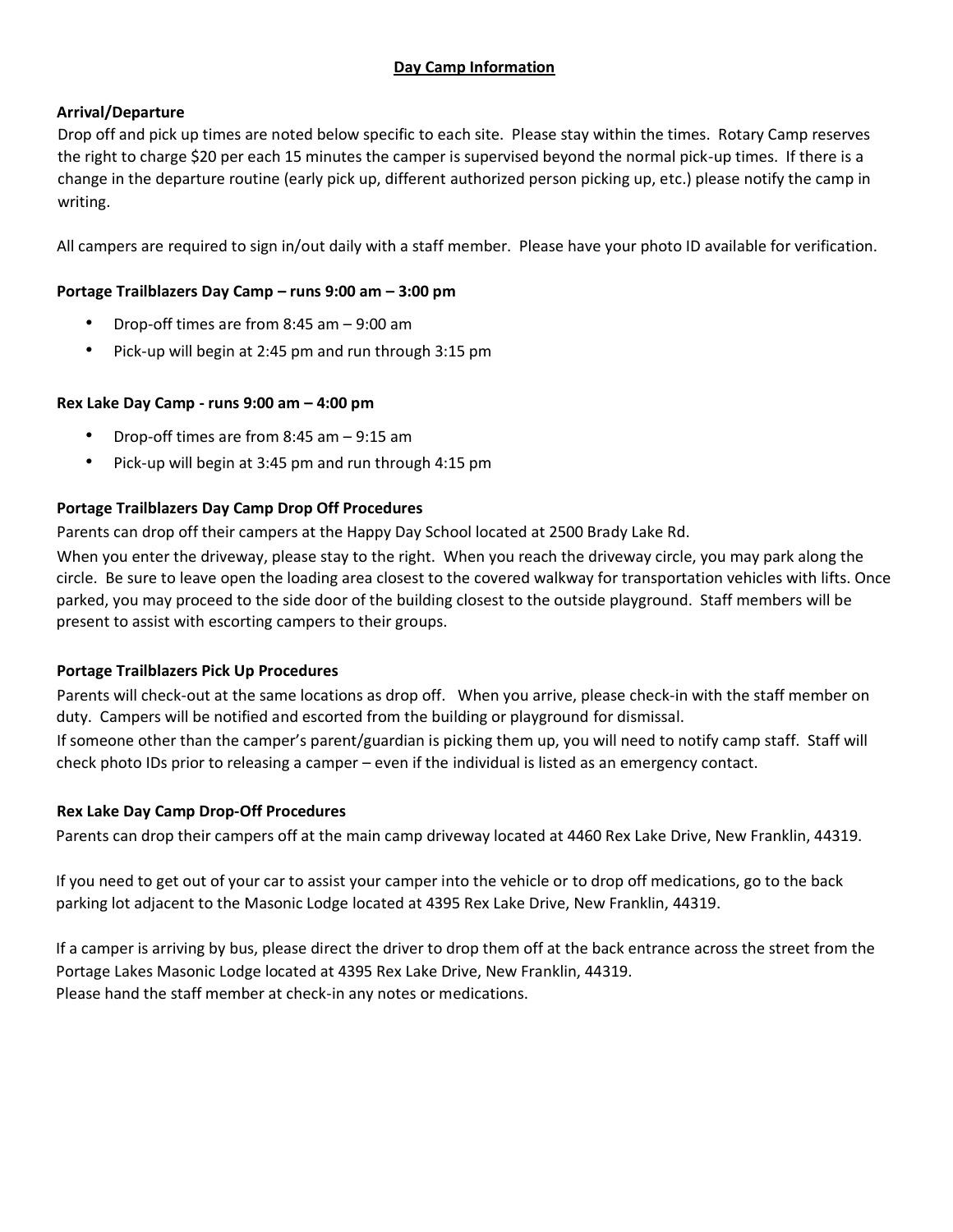# Day Camp Information

### Arrival/Departure

Drop off and pick up times are noted below specific to each site. Please stay within the times. Rotary Camp reserves the right to charge $20 per each 15 minutes the camper is supervised beyond the normal pick-up times. If there is a change in the departure routine (early pick up, different authorized person picking up, etc.) please notify the camp in writing.

All campers are required to sign in/out daily with a staff member. Please have your photo ID available for verification.

### Portage Trailblazers Day Camp – runs 9:00 am – 3:00 pm

- Drop-off times are from 8:45 am – 9:00 am
- Pick-up will begin at 2:45 pm and run through 3:15 pm

### Rex Lake Day Camp - runs 9:00 am – 4:00 pm

- Drop-off times are from 8:45 am – 9:15 am
- Pick-up will begin at 3:45 pm and run through 4:15 pm

### Portage Trailblazers Day Camp Drop Off Procedures

Parents can drop off their campers at the Happy Day School located at 2500 Brady Lake Rd.

When you enter the driveway, please stay to the right. When you reach the driveway circle, you may park along the circle. Be sure to leave open the loading area closest to the covered walkway for transportation vehicles with lifts. Once parked, you may proceed to the side door of the building closest to the outside playground. Staff members will be present to assist with escorting campers to their groups.

### Portage Trailblazers Pick Up Procedures

Parents will check-out at the same locations as drop off. When you arrive, please check-in with the staff member on duty. Campers will be notified and escorted from the building or playground for dismissal.

If someone other than the camper's parent/guardian is picking them up, you will need to notify camp staff. Staff will check photo IDs prior to releasing a camper – even if the individual is listed as an emergency contact.

### Rex Lake Day Camp Drop-Off Procedures

Parents can drop their campers off at the main camp driveway located at 4460 Rex Lake Drive, New Franklin, 44319.

If you need to get out of your car to assist your camper into the vehicle or to drop off medications, go to the back parking lot adjacent to the Masonic Lodge located at 4395 Rex Lake Drive, New Franklin, 44319.

If a camper is arriving by bus, please direct the driver to drop them off at the back entrance across the street from the Portage Lakes Masonic Lodge located at 4395 Rex Lake Drive, New Franklin, 44319.

Please hand the staff member at check-in any notes or medications.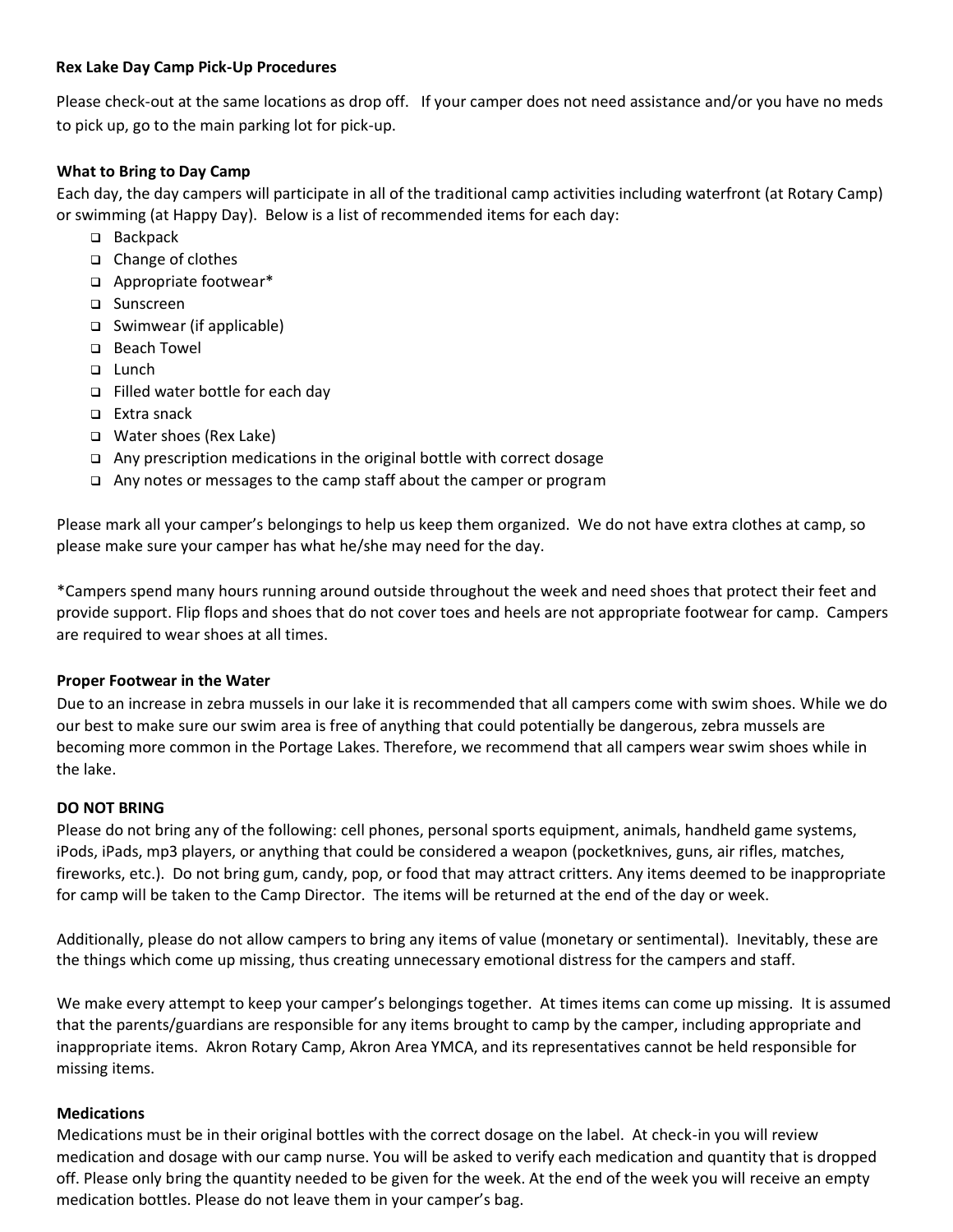**Rex Lake Day Camp Pick-Up Procedures**

Please check-out at the same locations as drop off. If your camper does not need assistance and/or you have no meds to pick up, go to the main parking lot for pick-up.

**What to Bring to Day Camp**

Each day, the day campers will participate in all of the traditional camp activities including waterfront (at Rotary Camp) or swimming (at Happy Day). Below is a list of recommended items for each day:

- Backpack
- Change of clothes
- Appropriate footwear*
- Sunscreen
- Swimwear (if applicable)
- Beach Towel
- Lunch
- Filled water bottle for each day
- Extra snack
- Water shoes (Rex Lake)
- Any prescription medications in the original bottle with correct dosage
- Any notes or messages to the camp staff about the camper or program

Please mark all your camper's belongings to help us keep them organized. We do not have extra clothes at camp, so please make sure your camper has what he/she may need for the day.

*Campers spend many hours running around outside throughout the week and need shoes that protect their feet and provide support. Flip flops and shoes that do not cover toes and heels are not appropriate footwear for camp. Campers are required to wear shoes at all times.

**Proper Footwear in the Water**

Due to an increase in zebra mussels in our lake it is recommended that all campers come with swim shoes. While we do our best to make sure our swim area is free of anything that could potentially be dangerous, zebra mussels are becoming more common in the Portage Lakes. Therefore, we recommend that all campers wear swim shoes while in the lake.

**DO NOT BRING**

Please do not bring any of the following: cell phones, personal sports equipment, animals, handheld game systems, iPods, iPads, mp3 players, or anything that could be considered a weapon (pocketknives, guns, air rifles, matches, fireworks, etc.). Do not bring gum, candy, pop, or food that may attract critters. Any items deemed to be inappropriate for camp will be taken to the Camp Director. The items will be returned at the end of the day or week.

Additionally, please do not allow campers to bring any items of value (monetary or sentimental). Inevitably, these are the things which come up missing, thus creating unnecessary emotional distress for the campers and staff.

We make every attempt to keep your camper's belongings together. At times items can come up missing. It is assumed that the parents/guardians are responsible for any items brought to camp by the camper, including appropriate and inappropriate items. Akron Rotary Camp, Akron Area YMCA, and its representatives cannot be held responsible for missing items.

**Medications**

Medications must be in their original bottles with the correct dosage on the label. At check-in you will review medication and dosage with our camp nurse. You will be asked to verify each medication and quantity that is dropped off. Please only bring the quantity needed to be given for the week. At the end of the week you will receive an empty medication bottles. Please do not leave them in your camper's bag.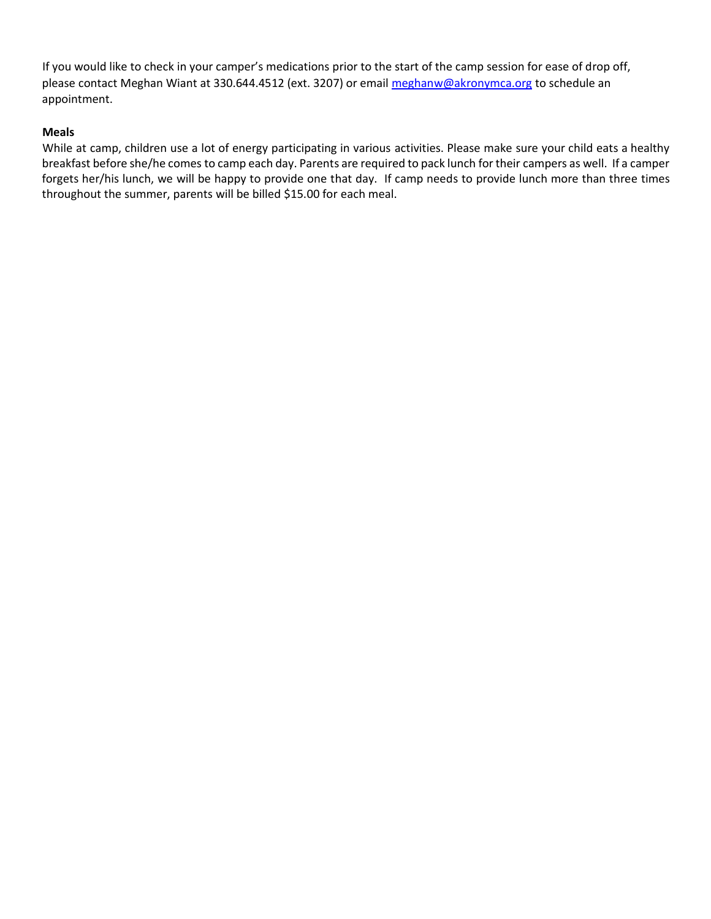If you would like to check in your camper's medications prior to the start of the camp session for ease of drop off, please contact Meghan Wiant at 330.644.4512 (ext. 3207) or email [meghanw@akronymca.org](mailto:meghanw@akronymca.org) to schedule an appointment.

**Meals**

While at camp, children use a lot of energy participating in various activities. Please make sure your child eats a healthy breakfast before she/he comes to camp each day. Parents are required to pack lunch for their campers as well. If a camper forgets her/his lunch, we will be happy to provide one that day. If camp needs to provide lunch more than three times throughout the summer, parents will be billed $15.00 for each meal.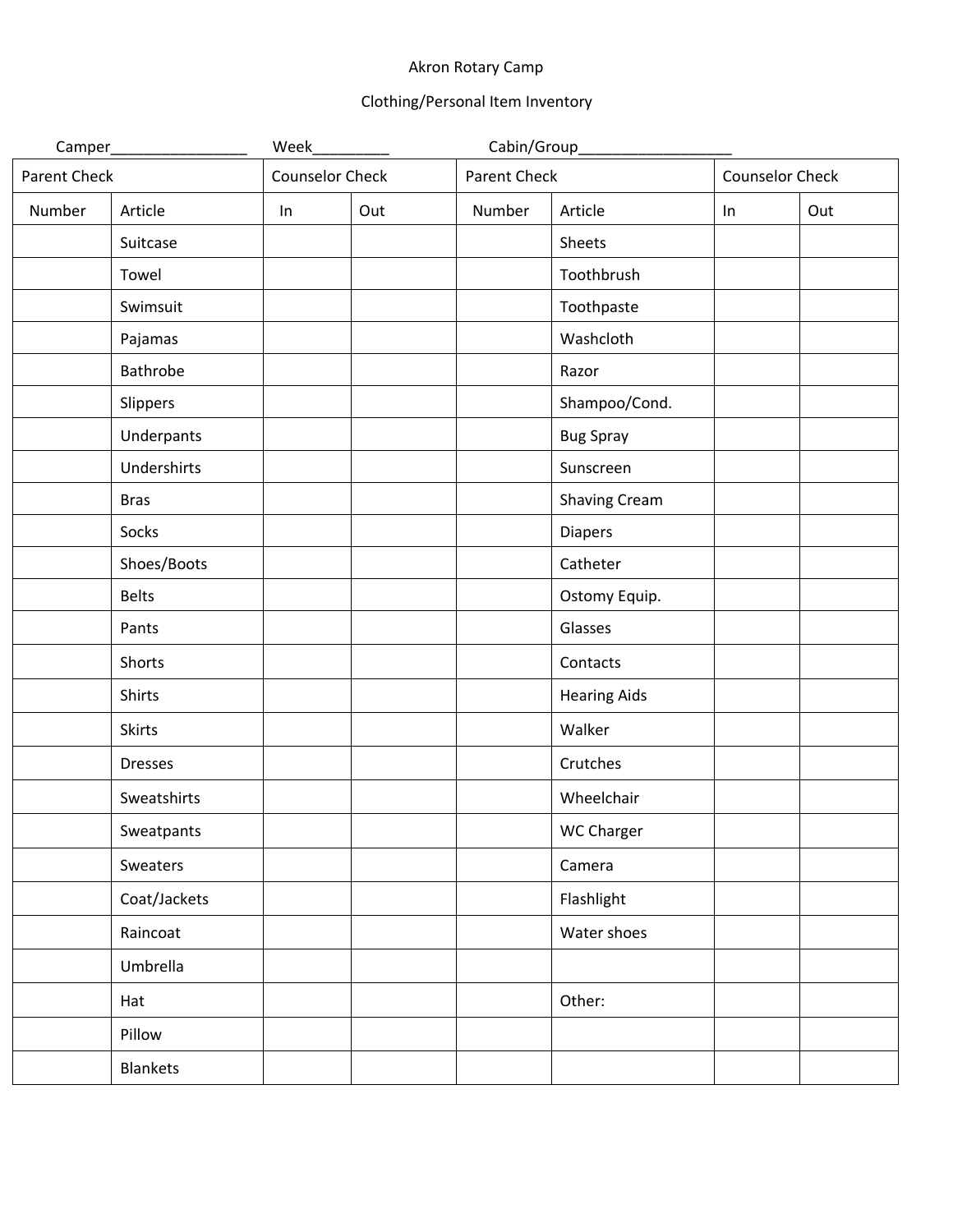Akron Rotary Camp

Clothing/Personal Item Inventory

Camper________________ Week_________ Cabin/Group__________________

| Parent Check | | Counselor Check | | Parent Check | | Counselor Check | |
|---|---|---|---|---|---|---|---|
| Number | Article | In | Out | Number | Article | In | Out |
| | Suitcase | | | | Sheets | | |
| | Towel | | | | Toothbrush | | |
| | Swimsuit | | | | Toothpaste | | |
| | Pajamas | | | | Washcloth | | |
| | Bathrobe | | | | Razor | | |
| | Slippers | | | | Shampoo/Cond. | | |
| | Underpants | | | | Bug Spray | | |
| | Undershirts | | | | Sunscreen | | |
| | Bras | | | | Shaving Cream | | |
| | Socks | | | | Diapers | | |
| | Shoes/Boots | | | | Catheter | | |
| | Belts | | | | Ostomy Equip. | | |
| | Pants | | | | Glasses | | |
| | Shorts | | | | Contacts | | |
| | Shirts | | | | Hearing Aids | | |
| | Skirts | | | | Walker | | |
| | Dresses | | | | Crutches | | |
| | Sweatshirts | | | | Wheelchair | | |
| | Sweatpants | | | | WC Charger | | |
| | Sweaters | | | | Camera | | |
| | Coat/Jackets | | | | Flashlight | | |
| | Raincoat | | | | Water shoes | | |
| | Umbrella | | | | | | |
| | Hat | | | | Other: | | |
| | Pillow | | | | | | |
| | Blankets | | | | | | |